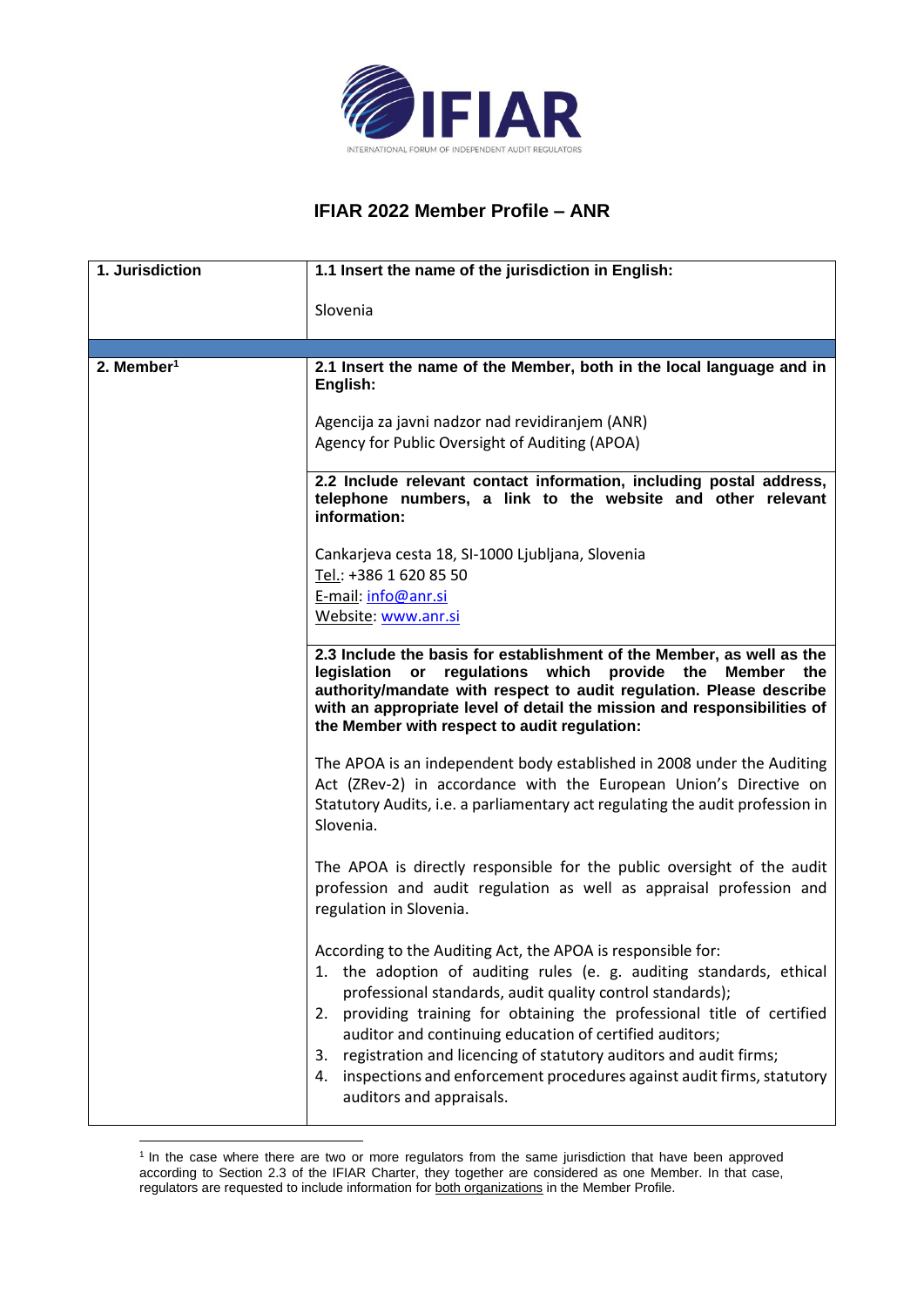IFIAR

INTERNATIONAL FORUM OF INDEPENDENT AUDIT REGULATORS

# IFIAR 2022 Member Profile – ANR

| 1. Jurisdiction | 1.1 Insert the name of the jurisdiction in English: |
| --- | --- |
| | Slovenia |
| 2. Member[1] | **2.1 Insert the name of the Member, both in the local language and in English:** |
| | Agencija za javni nadzor nad revidiranjem (ANR)<br>Agency for Public Oversight of Auditing (APOA) |
| | **2.2 Include relevant contact information, including postal address, telephone numbers, a link to the website and other relevant information:** |
| | Cankarjeva cesta 18, SI-1000 Ljubljana, Slovenia<br>Tel.: +386 1 620 85 50<br>E-mail: info@anr.si<br>Website: www.anr.si |
| | **2.3 Include the basis for establishment of the Member, as well as the legislation or regulations which provide the Member the authority/mandate with respect to audit regulation. Please describe with an appropriate level of detail the mission and responsibilities of the Member with respect to audit regulation:** |
| | The APOA is an independent body established in 2008 under the Auditing Act (ZRev-2) in accordance with the European Union's Directive on Statutory Audits, i.e. a parliamentary act regulating the audit profession in Slovenia.<br><br>The APOA is directly responsible for the public oversight of the audit profession and audit regulation as well as appraisal profession and regulation in Slovenia.<br><br>According to the Auditing Act, the APOA is responsible for:<br>1. the adoption of auditing rules (e. g. auditing standards, ethical professional standards, audit quality control standards);<br>2. providing training for obtaining the professional title of certified auditor and continuing education of certified auditors;<br>3. registration and licencing of statutory auditors and audit firms;<br>4. inspections and enforcement procedures against audit firms, statutory auditors and appraisals. |

[1] In the case where there are two or more regulators from the same jurisdiction that have been approved according to Section 2.3 of the IFIAR Charter, they together are considered as one Member. In that case, regulators are requested to include information for both organizations in the Member Profile.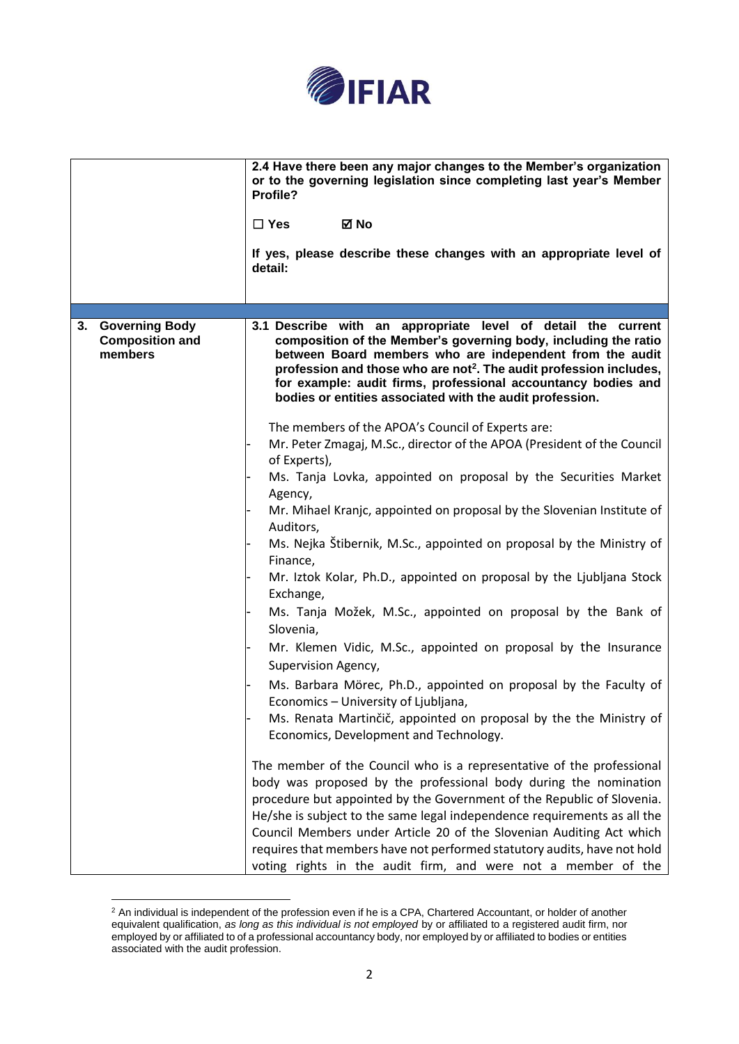| | 2.4 Have there been any major changes to the Member's organization or to the governing legislation since completing last year's Member Profile?<br><br>☐ Yes ☑ No<br><br>If yes, please describe these changes with an appropriate level of detail: |
|---|---|
| | |
| **3. Governing Body Composition and members** | **3.1 Describe with an appropriate level of detail the current composition of the Member's governing body, including the ratio between Board members who are independent from the audit profession and those who are not[2]. The audit profession includes, for example: audit firms, professional accountancy bodies and bodies or entities associated with the audit profession.**<br><br>The members of the APOA's Council of Experts are:<br>- Mr. Peter Zmagaj, M.Sc., director of the APOA (President of the Council of Experts),<br>- Ms. Tanja Lovka, appointed on proposal by the Securities Market Agency,<br>- Mr. Mihael Kranjc, appointed on proposal by the Slovenian Institute of Auditors,<br>- Ms. Nejka Štibernik, M.Sc., appointed on proposal by the Ministry of Finance,<br>- Mr. Iztok Kolar, Ph.D., appointed on proposal by the Ljubljana Stock Exchange,<br>- Ms. Tanja Možek, M.Sc., appointed on proposal by the Bank of Slovenia,<br>- Mr. Klemen Vidic, M.Sc., appointed on proposal by the Insurance Supervision Agency,<br>- Ms. Barbara Mörec, Ph.D., appointed on proposal by the Faculty of Economics – University of Ljubljana,<br>- Ms. Renata Martinčič, appointed on proposal by the the Ministry of Economics, Development and Technology.<br><br>The member of the Council who is a representative of the professional body was proposed by the professional body during the nomination procedure but appointed by the Government of the Republic of Slovenia. He/she is subject to the same legal independence requirements as all the Council Members under Article 20 of the Slovenian Auditing Act which requires that members have not performed statutory audits, have not hold voting rights in the audit firm, and were not a member of the |

[2] An individual is independent of the profession even if he is a CPA, Chartered Accountant, or holder of another equivalent qualification, *as long as this individual is not employed* by or affiliated to a registered audit firm, nor employed by or affiliated to of a professional accountancy body, nor employed by or affiliated to bodies or entities associated with the audit profession.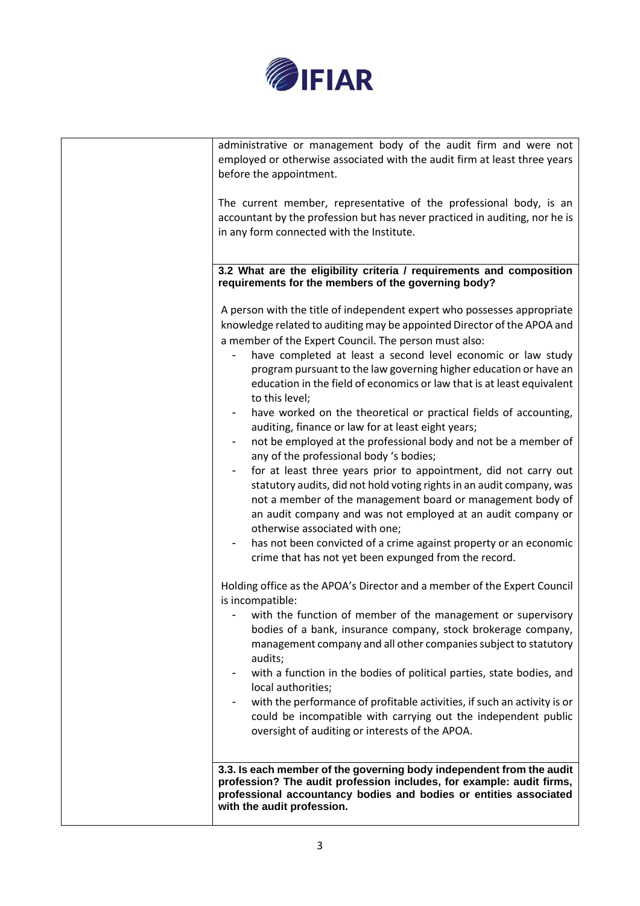| | |
|---|---|
| | administrative or management body of the audit firm and were not employed or otherwise associated with the audit firm at least three years before the appointment.<br><br>The current member, representative of the professional body, is an accountant by the profession but has never practiced in auditing, nor he is in any form connected with the Institute. |
| | **3.2 What are the eligibility criteria / requirements and composition requirements for the members of the governing body?**<br><br>A person with the title of independent expert who possesses appropriate knowledge related to auditing may be appointed Director of the APOA and a member of the Expert Council. The person must also:<br>- have completed at least a second level economic or law study program pursuant to the law governing higher education or have an education in the field of economics or law that is at least equivalent to this level;<br>- have worked on the theoretical or practical fields of accounting, auditing, finance or law for at least eight years;<br>- not be employed at the professional body and not be a member of any of the professional body 's bodies;<br>- for at least three years prior to appointment, did not carry out statutory audits, did not hold voting rights in an audit company, was not a member of the management board or management body of an audit company and was not employed at an audit company or otherwise associated with one;<br>- has not been convicted of a crime against property or an economic crime that has not yet been expunged from the record.<br><br>Holding office as the APOA's Director and a member of the Expert Council is incompatible:<br>- with the function of member of the management or supervisory bodies of a bank, insurance company, stock brokerage company, management company and all other companies subject to statutory audits;<br>- with a function in the bodies of political parties, state bodies, and local authorities;<br>- with the performance of profitable activities, if such an activity is or could be incompatible with carrying out the independent public oversight of auditing or interests of the APOA. |
| | **3.3. Is each member of the governing body independent from the audit profession? The audit profession includes, for example: audit firms, professional accountancy bodies and bodies or entities associated with the audit profession.** |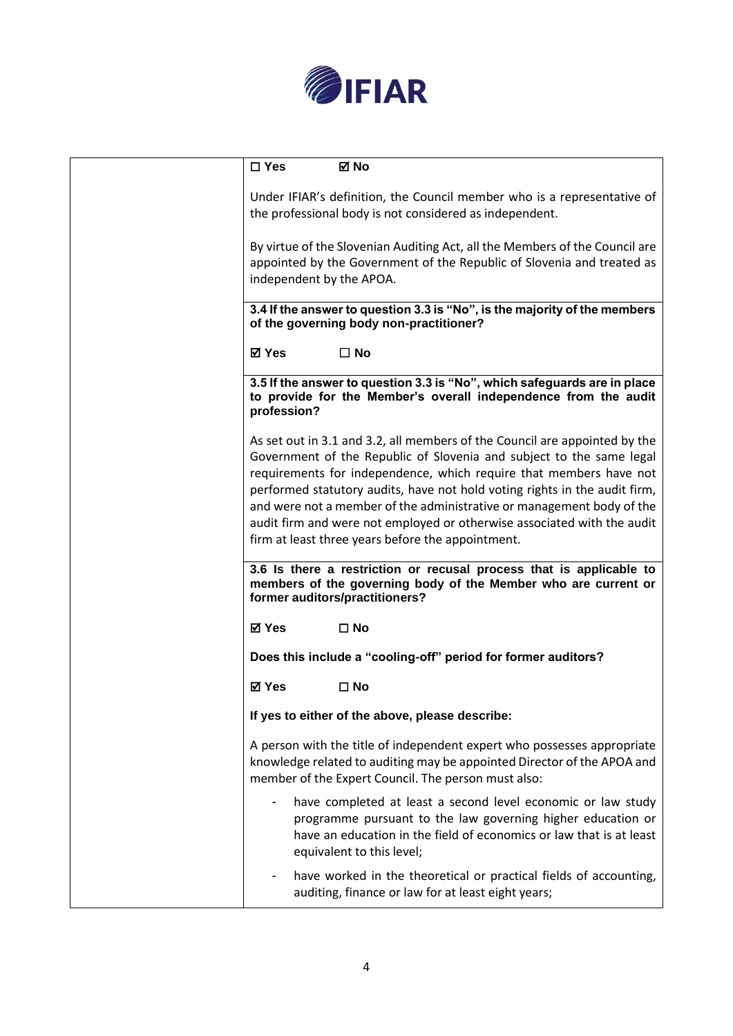| | |
|---|---|
| | ☐ **Yes** ☑ **No**<br><br>Under IFIAR's definition, the Council member who is a representative of the professional body is not considered as independent.<br><br>By virtue of the Slovenian Auditing Act, all the Members of the Council are appointed by the Government of the Republic of Slovenia and treated as independent by the APOA. |
| | **3.4 If the answer to question 3.3 is "No", is the majority of the members of the governing body non-practitioner?**<br><br>☑ **Yes** ☐ **No** |
| | **3.5 If the answer to question 3.3 is "No", which safeguards are in place to provide for the Member's overall independence from the audit profession?**<br><br>As set out in 3.1 and 3.2, all members of the Council are appointed by the Government of the Republic of Slovenia and subject to the same legal requirements for independence, which require that members have not performed statutory audits, have not hold voting rights in the audit firm, and were not a member of the administrative or management body of the audit firm and were not employed or otherwise associated with the audit firm at least three years before the appointment. |
| | **3.6 Is there a restriction or recusal process that is applicable to members of the governing body of the Member who are current or former auditors/practitioners?**<br><br>☑ **Yes** ☐ **No**<br><br>**Does this include a "cooling-off" period for former auditors?**<br><br>☑ **Yes** ☐ **No**<br><br>**If yes to either of the above, please describe:**<br><br>A person with the title of independent expert who possesses appropriate knowledge related to auditing may be appointed Director of the APOA and member of the Expert Council. The person must also:<br><br>- have completed at least a second level economic or law study programme pursuant to the law governing higher education or have an education in the field of economics or law that is at least equivalent to this level;<br>- have worked in the theoretical or practical fields of accounting, auditing, finance or law for at least eight years; |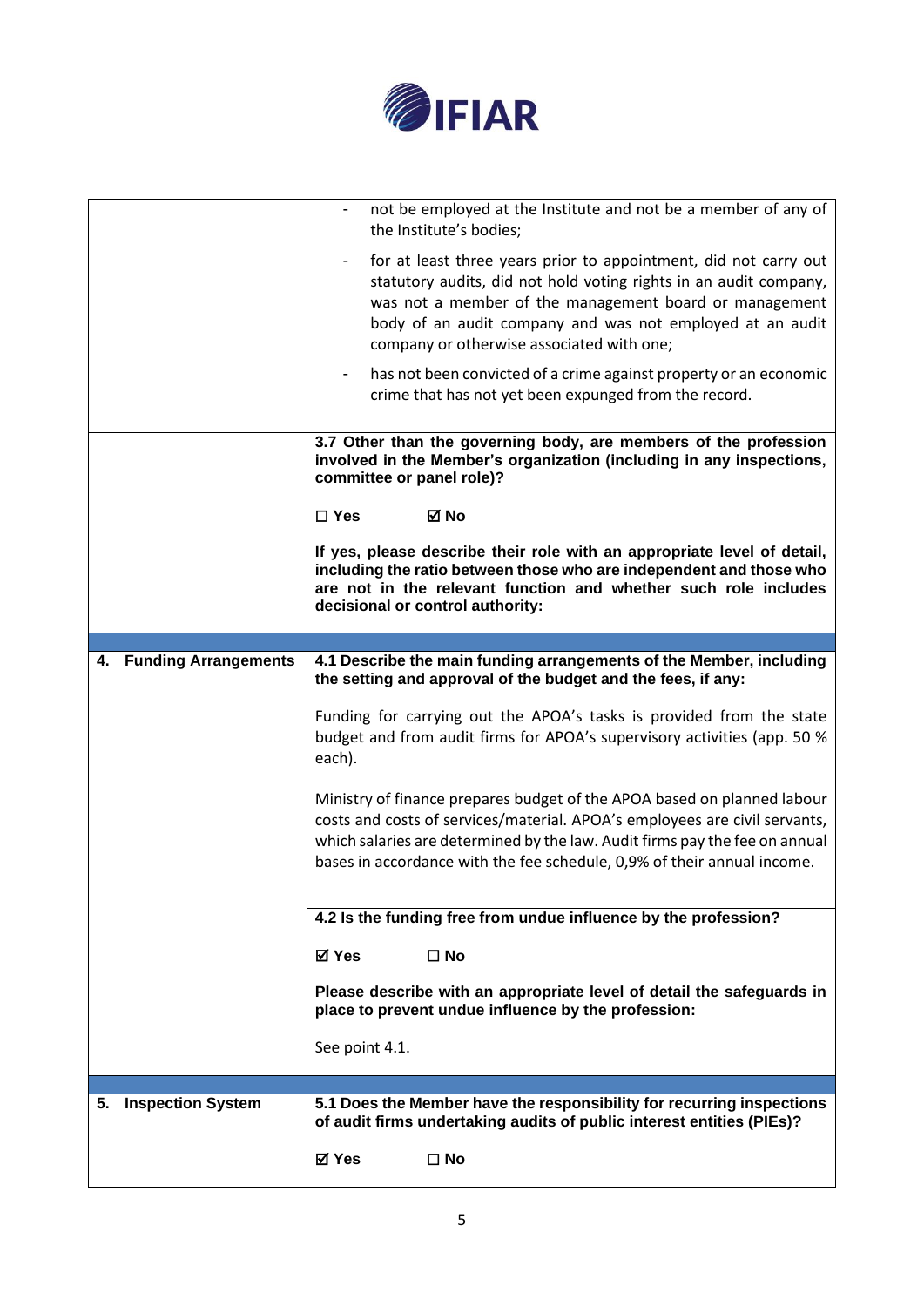| | |
|---|---|
| | - not be employed at the Institute and not be a member of any of the Institute's bodies;<br>- for at least three years prior to appointment, did not carry out statutory audits, did not hold voting rights in an audit company, was not a member of the management board or management body of an audit company and was not employed at an audit company or otherwise associated with one;<br>- has not been convicted of a crime against property or an economic crime that has not yet been expunged from the record. |
| | **3.7 Other than the governing body, are members of the profession involved in the Member's organization (including in any inspections, committee or panel role)?**<br><br>**☐ Yes ☑ No**<br><br>**If yes, please describe their role with an appropriate level of detail, including the ratio between those who are independent and those who are not in the relevant function and whether such role includes decisional or control authority:** |
| | |
| **4. Funding Arrangements** | **4.1 Describe the main funding arrangements of the Member, including the setting and approval of the budget and the fees, if any:**<br><br>Funding for carrying out the APOA's tasks is provided from the state budget and from audit firms for APOA's supervisory activities (app. 50 % each).<br><br>Ministry of finance prepares budget of the APOA based on planned labour costs and costs of services/material. APOA's employees are civil servants, which salaries are determined by the law. Audit firms pay the fee on annual bases in accordance with the fee schedule, 0,9% of their annual income. |
| | **4.2 Is the funding free from undue influence by the profession?**<br><br>**☑ Yes ☐ No**<br><br>**Please describe with an appropriate level of detail the safeguards in place to prevent undue influence by the profession:**<br><br>See point 4.1. |
| | |
| **5. Inspection System** | **5.1 Does the Member have the responsibility for recurring inspections of audit firms undertaking audits of public interest entities (PIEs)?**<br><br>**☑ Yes ☐ No** |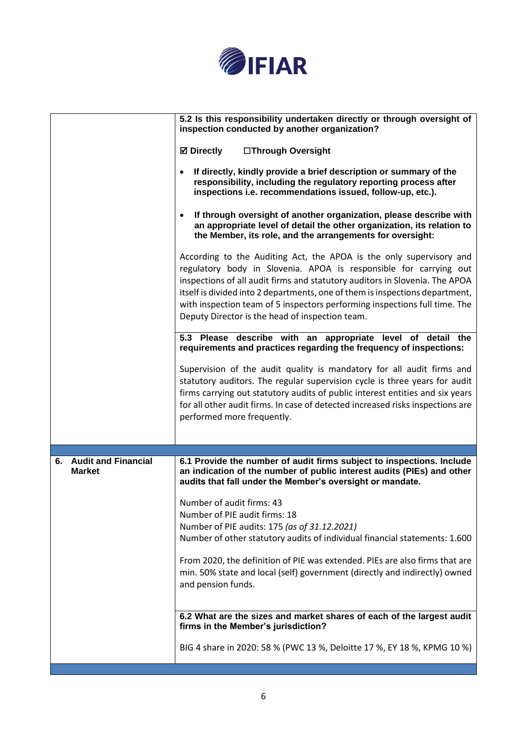| | |
|---|---|
| | **5.2 Is this responsibility undertaken directly or through oversight of inspection conducted by another organization?**<br><br>**☑ Directly ☐Through Oversight**<br><br>• **If directly, kindly provide a brief description or summary of the responsibility, including the regulatory reporting process after inspections i.e. recommendations issued, follow-up, etc.).**<br><br>• **If through oversight of another organization, please describe with an appropriate level of detail the other organization, its relation to the Member, its role, and the arrangements for oversight:**<br><br>According to the Auditing Act, the APOA is the only supervisory and regulatory body in Slovenia. APOA is responsible for carrying out inspections of all audit firms and statutory auditors in Slovenia. The APOA itself is divided into 2 departments, one of them is inspections department, with inspection team of 5 inspectors performing inspections full time. The Deputy Director is the head of inspection team. |
| | **5.3 Please describe with an appropriate level of detail the requirements and practices regarding the frequency of inspections:**<br><br>Supervision of the audit quality is mandatory for all audit firms and statutory auditors. The regular supervision cycle is three years for audit firms carrying out statutory audits of public interest entities and six years for all other audit firms. In case of detected increased risks inspections are performed more frequently. |
| **6. Audit and Financial Market** | **6.1 Provide the number of audit firms subject to inspections. Include an indication of the number of public interest audits (PIEs) and other audits that fall under the Member's oversight or mandate.**<br><br>Number of audit firms: 43<br>Number of PIE audit firms: 18<br>Number of PIE audits: 175 *(as of 31.12.2021)*<br>Number of other statutory audits of individual financial statements: 1.600<br><br>From 2020, the definition of PIE was extended. PIEs are also firms that are min. 50% state and local (self) government (directly and indirectly) owned and pension funds. |
| | **6.2 What are the sizes and market shares of each of the largest audit firms in the Member's jurisdiction?**<br><br>BIG 4 share in 2020: 58 % (PWC 13 %, Deloitte 17 %, EY 18 %, KPMG 10 %) |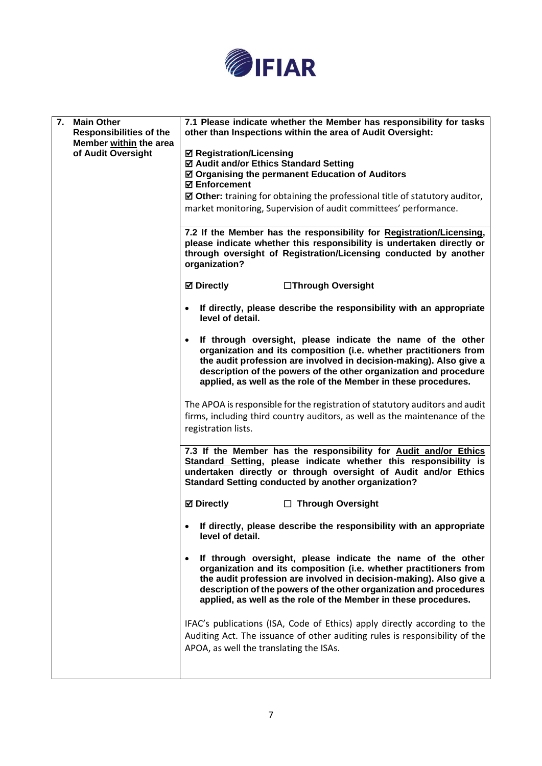| 7. Main Other Responsibilities of the Member within the area of Audit Oversight | 7.1 Please indicate whether the Member has responsibility for tasks other than Inspections within the area of Audit Oversight:<br><br>☑ **Registration/Licensing**<br>☑ **Audit and/or Ethics Standard Setting**<br>☑ **Organising the permanent Education of Auditors**<br>☑ **Enforcement**<br>☑ **Other:** training for obtaining the professional title of statutory auditor, market monitoring, Supervision of audit committees' performance. |
|---|---|
| | **7.2 If the Member has the responsibility for Registration/Licensing, please indicate whether this responsibility is undertaken directly or through oversight of Registration/Licensing conducted by another organization?**<br><br>☑ **Directly** ☐ **Through Oversight**<br><br>• **If directly, please describe the responsibility with an appropriate level of detail.**<br><br>• **If through oversight, please indicate the name of the other organization and its composition (i.e. whether practitioners from the audit profession are involved in decision-making). Also give a description of the powers of the other organization and procedure applied, as well as the role of the Member in these procedures.**<br><br>The APOA is responsible for the registration of statutory auditors and audit firms, including third country auditors, as well as the maintenance of the registration lists. |
| | **7.3 If the Member has the responsibility for Audit and/or Ethics Standard Setting, please indicate whether this responsibility is undertaken directly or through oversight of Audit and/or Ethics Standard Setting conducted by another organization?**<br><br>☑ **Directly** ☐ **Through Oversight**<br><br>• **If directly, please describe the responsibility with an appropriate level of detail.**<br><br>• **If through oversight, please indicate the name of the other organization and its composition (i.e. whether practitioners from the audit profession are involved in decision-making). Also give a description of the powers of the other organization and procedures applied, as well as the role of the Member in these procedures.**<br><br>IFAC's publications (ISA, Code of Ethics) apply directly according to the Auditing Act. The issuance of other auditing rules is responsibility of the APOA, as well the translating the ISAs. |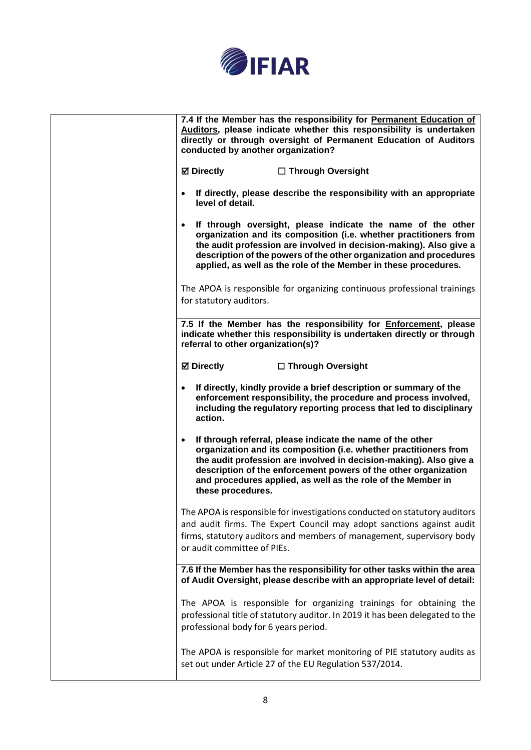| | |
|---|---|
| | **7.4 If the Member has the responsibility for <u>Permanent Education of Auditors</u>, please indicate whether this responsibility is undertaken directly or through oversight of Permanent Education of Auditors conducted by another organization?**<br><br>**☑ Directly ☐ Through Oversight**<br><br>• **If directly, please describe the responsibility with an appropriate level of detail.**<br><br>• **If through oversight, please indicate the name of the other organization and its composition (i.e. whether practitioners from the audit profession are involved in decision-making). Also give a description of the powers of the other organization and procedures applied, as well as the role of the Member in these procedures.**<br><br>The APOA is responsible for organizing continuous professional trainings for statutory auditors. |
| | **7.5 If the Member has the responsibility for <u>Enforcement</u>, please indicate whether this responsibility is undertaken directly or through referral to other organization(s)?**<br><br>**☑ Directly ☐ Through Oversight**<br><br>• **If directly, kindly provide a brief description or summary of the enforcement responsibility, the procedure and process involved, including the regulatory reporting process that led to disciplinary action.**<br><br>• **If through referral, please indicate the name of the other organization and its composition (i.e. whether practitioners from the audit profession are involved in decision-making). Also give a description of the enforcement powers of the other organization and procedures applied, as well as the role of the Member in these procedures.**<br><br>The APOA is responsible for investigations conducted on statutory auditors and audit firms. The Expert Council may adopt sanctions against audit firms, statutory auditors and members of management, supervisory body or audit committee of PIEs. |
| | **7.6 If the Member has the responsibility for other tasks within the area of Audit Oversight, please describe with an appropriate level of detail:**<br><br>The APOA is responsible for organizing trainings for obtaining the professional title of statutory auditor. In 2019 it has been delegated to the professional body for 6 years period.<br><br>The APOA is responsible for market monitoring of PIE statutory audits as set out under Article 27 of the EU Regulation 537/2014. |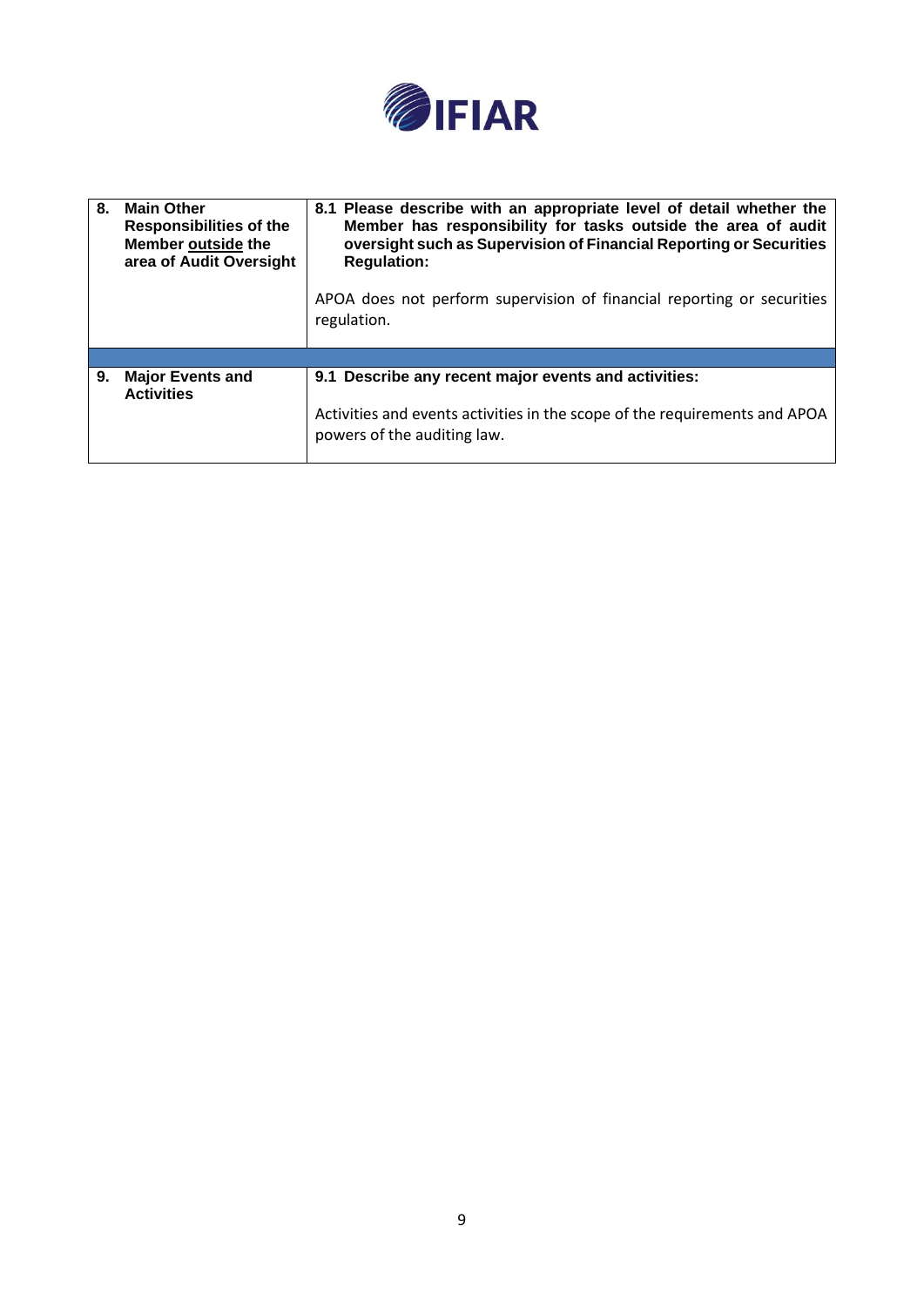| | | |
|---|---|---|
| **8.** | **Main Other Responsibilities of the Member outside the area of Audit Oversight** | **8.1 Please describe with an appropriate level of detail whether the Member has responsibility for tasks outside the area of audit oversight such as Supervision of Financial Reporting or Securities Regulation:**<br><br>APOA does not perform supervision of financial reporting or securities regulation. |
| | | |
| **9.** | **Major Events and Activities** | **9.1 Describe any recent major events and activities:**<br><br>Activities and events activities in the scope of the requirements and APOA powers of the auditing law. |